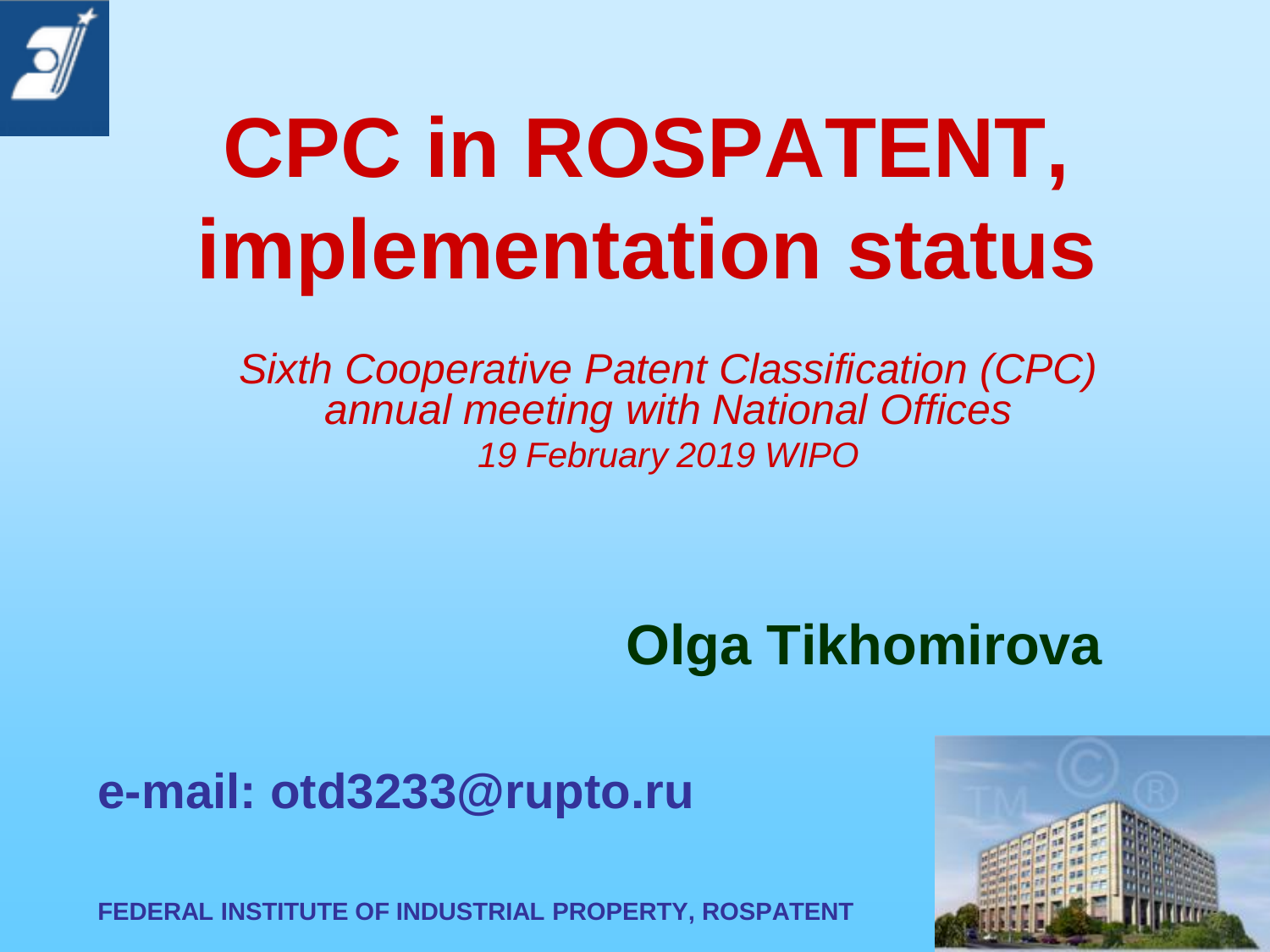# CPC in ROSPATENT, implementation status

*Sixth Cooperative Patent Classification (CPC) annual meeting with National Offices*
*19 February 2019 WIPO*

**Olga Tikhomirova**

**e-mail: otd3233@rupto.ru**

**FEDERAL INSTITUTE OF INDUSTRIAL PROPERTY, ROSPATENT**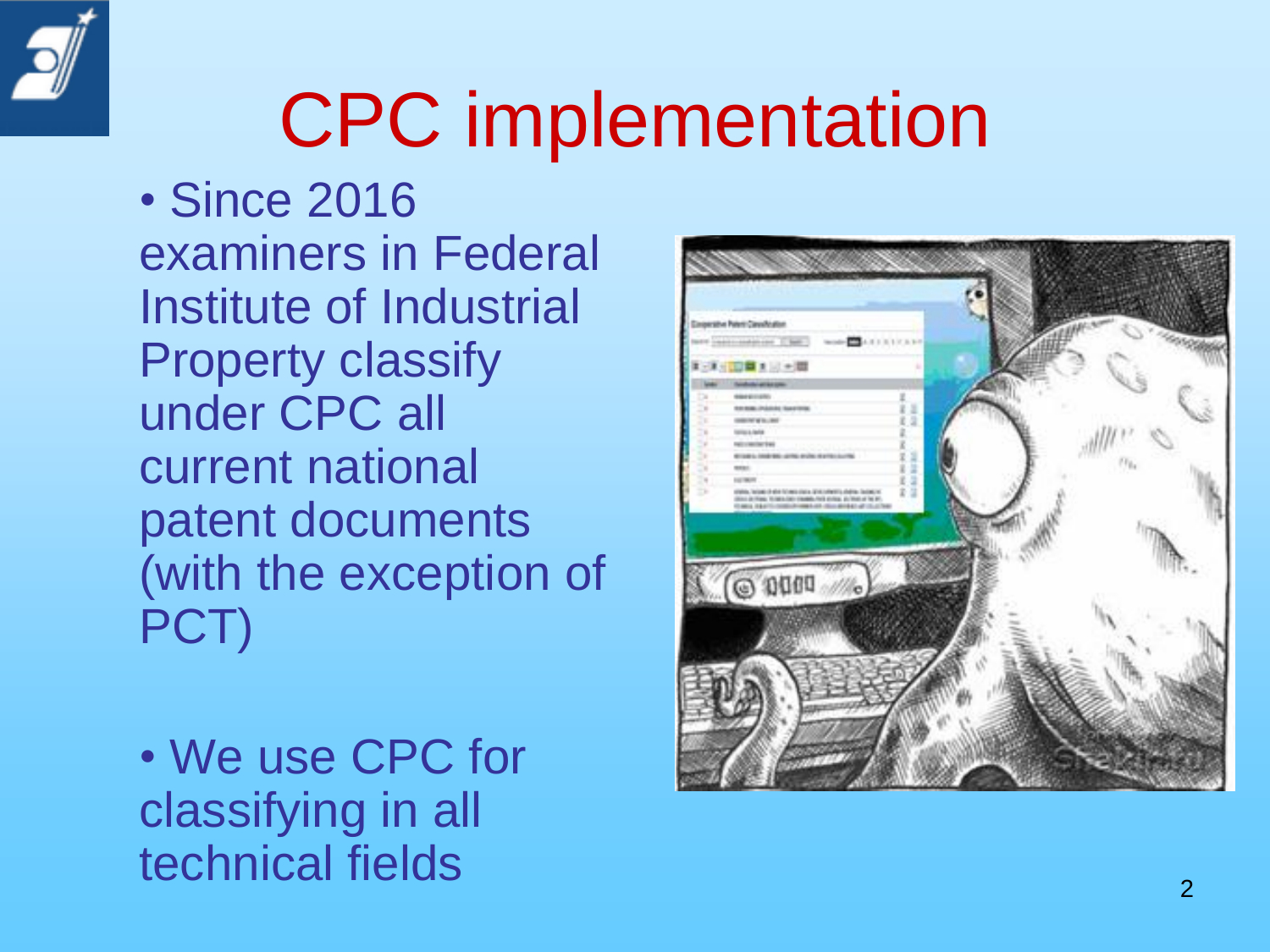# CPC implementation

- Since 2016 examiners in Federal Institute of Industrial Property classify under CPC all current national patent documents (with the exception of PCT)

- We use CPC for classifying in all technical fields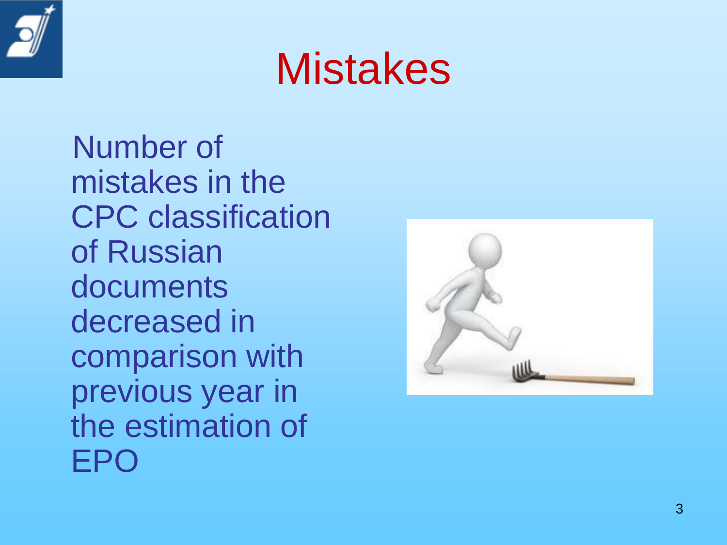# Mistakes

Number of mistakes in the CPC classification of Russian documents decreased in comparison with previous year in the estimation of EPO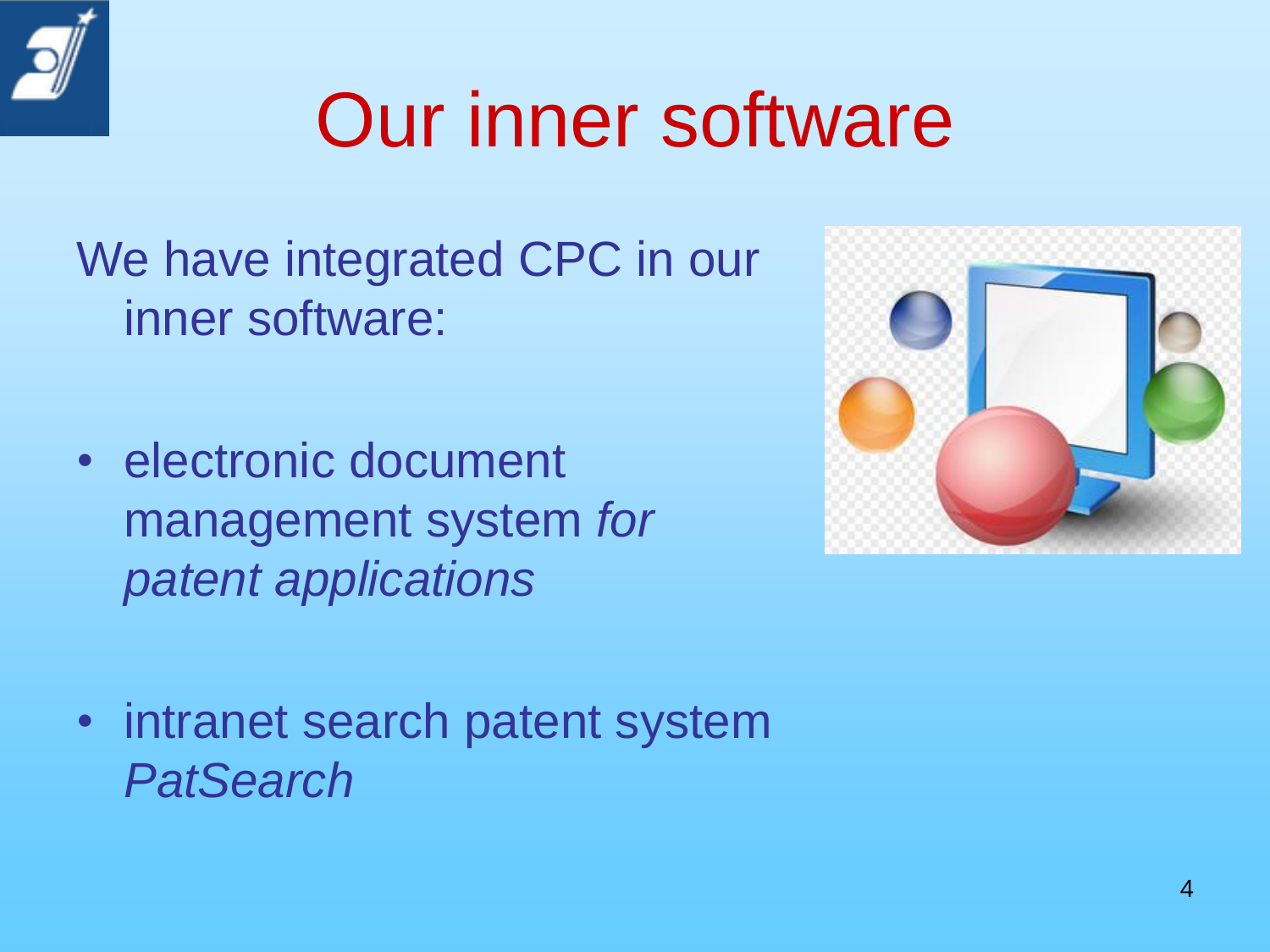# Our inner software

We have integrated CPC in our inner software:

- electronic document management system *for patent applications*
- intranet search patent system *PatSearch*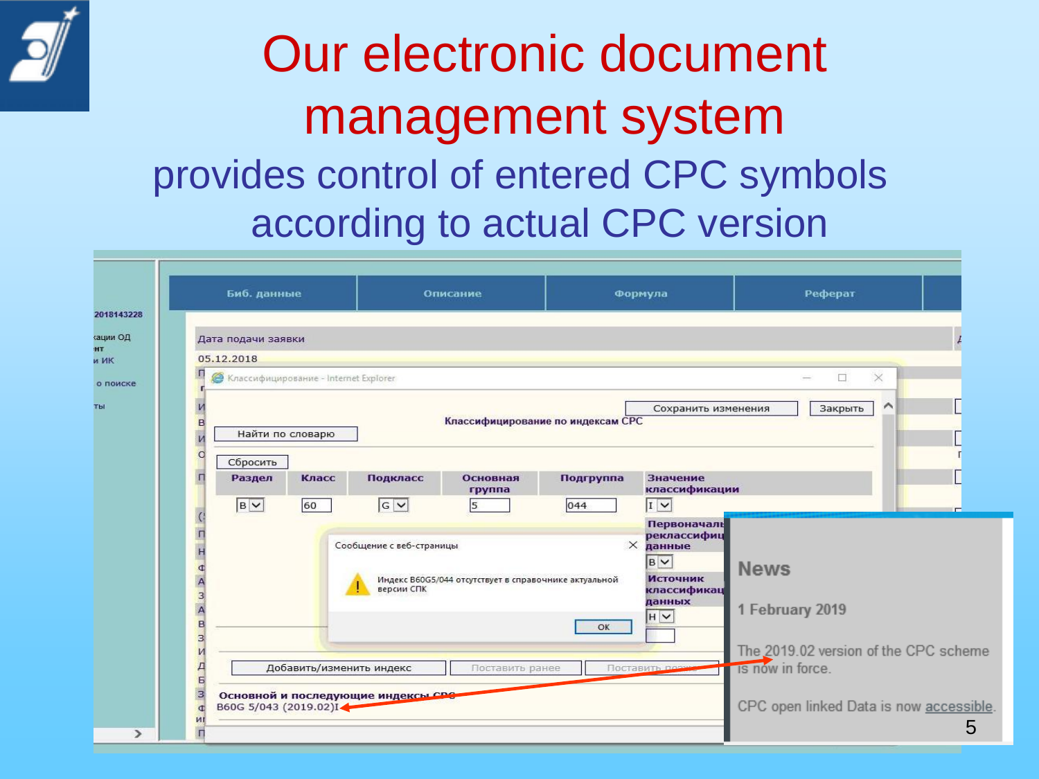# Our electronic document management system

## provides control of entered CPC symbols according to actual CPC version

Биб. данные | Описание | Формула | Реферат

Дата подачи заявки

05.12.2018

Классифицирование - Internet Explorer

Сохранить изменения | Закрыть

Классифицирование по индексам CPC

Найти по словарю

Сбросить

| Раздел | Класс | Подкласс | Основная группа | Подгруппа | Значение классификации |
|---|---|---|---|---|---|
| B | 60 | G | 5 | 044 | I |

Первоначальные/реклассифицированные данные: B

Источник классификационных данных: H

Сообщение с веб-страницы

Индекс B60G5/044 отсутствует в справочнике актуальной версии СПК

OK

Добавить/изменить индекс | Поставить ранее | Поставить позже

Основной и последующие индексы CPC

B60G 5/043 (2019.02)I

**News**

**1 February 2019**

The 2019.02 version of the CPC scheme is now in force.

CPC open linked Data is now accessible.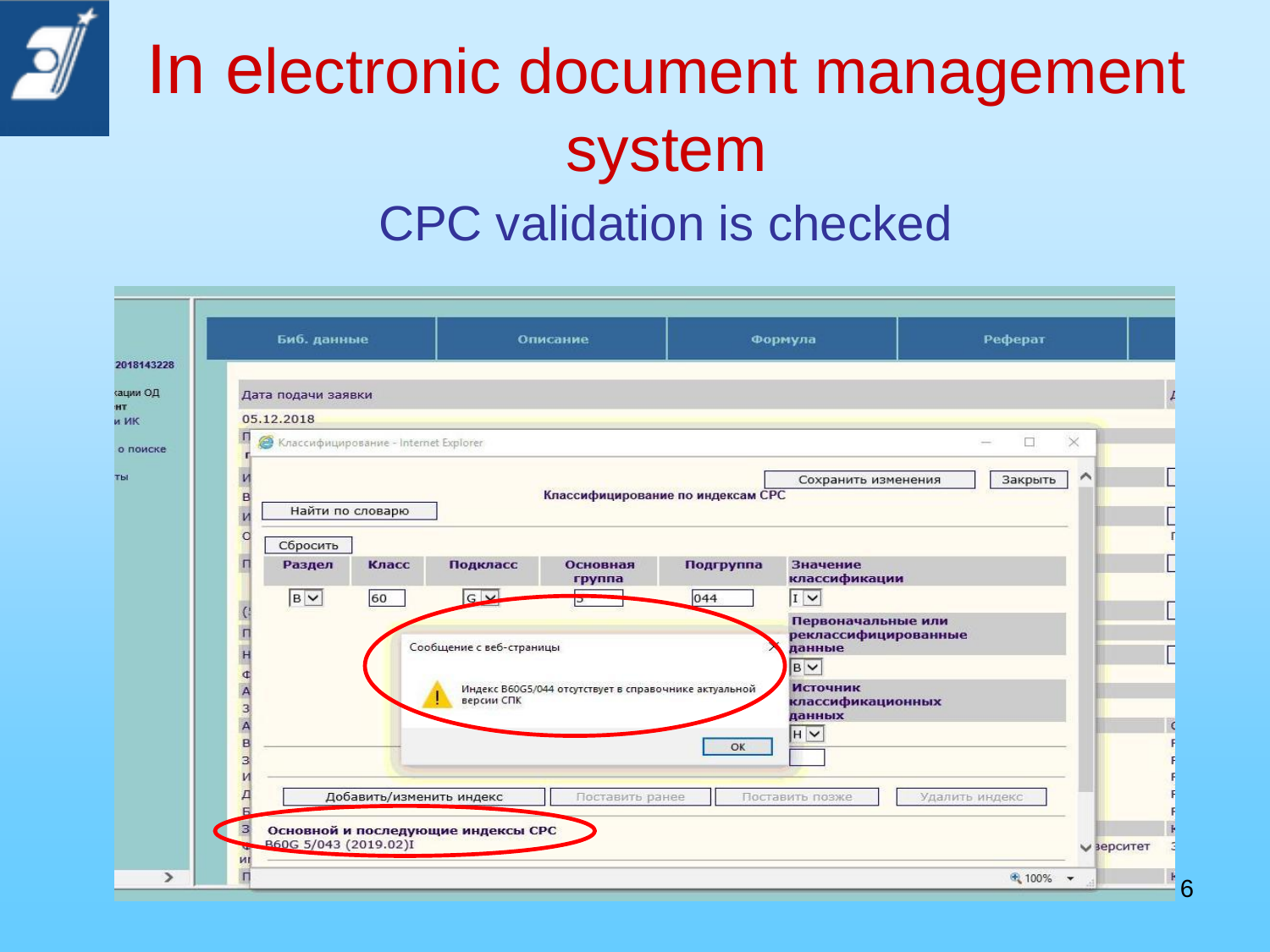# In electronic document management system

## CPC validation is checked

Биб. данные | Описание | Формула | Реферат

Дата подачи заявки

05.12.2018

Классифицирование - Internet Explorer

Сохранить изменения | Закрыть

Классифицирование по индексам CPC

Найти по словарю

Сбросить

| Раздел | Класс | Подкласс | Основная группа | Подгруппа | Значение классификации |
|---|---|---|---|---|---|
| B | 60 | G | 5 | 044 | I |

Первоначальные или реклассифицированные данные: B

Источник классификационных данных: H

Сообщение с веб-страницы

Индекс B60G5/044 отсутствует в справочнике актуальной версии СПК

OK

Добавить/изменить индекс | Поставить ранее | Поставить позже | Удалить индекс

Основной и последующие индексы CPC

B60G 5/043 (2019.02)I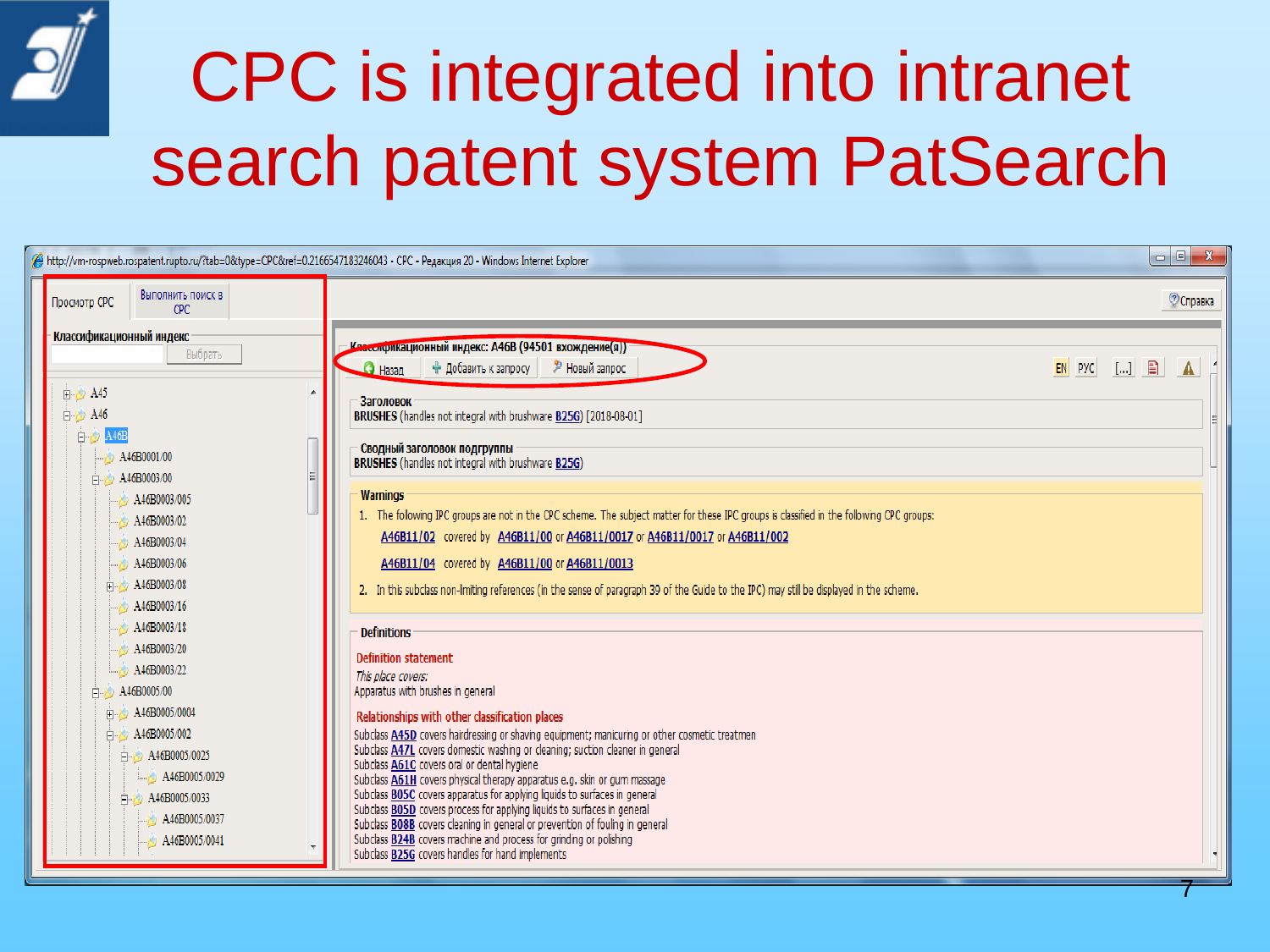# CPC is integrated into intranet search patent system PatSearch

http://vm-rospweb.rospatent.rupto.ru/?tab=0&type=CPC&ref=0.2166547183246043 - CPC - Редакция 20 - Windows Internet Explorer

Просмотр CPC | Выполнить поиск в CPC

Справка

**Классификационный индекс**

Выбрать

- A45
- A46
  - A46B
    - A46B0001/00
    - A46B0003/00
      - A46B0003/005
      - A46B0003/02
      - A46B0003/04
      - A46B0003/06
      - A46B0003/08
      - A46B0003/16
      - A46B0003/18
      - A46B0003/20
      - A46B0003/22
    - A46B0005/00
      - A46B0005/0004
      - A46B0005/002
        - A46B0005/0025
          - A46B0005/0029
        - A46B0005/0033
          - A46B0005/0037
          - A46B0005/0041

**Классификационный индекс: A46B (94501 вхождение(я))**

Назад | Добавить к запросу | Новый запрос

EN | РУС | [...]

**Заголовок**

BRUSHES (handles not integral with brushware B25G) [2018-08-01]

**Сводный заголовок подгруппы**

BRUSHES (handles not integral with brushware B25G)

**Warnings**

1. The following IPC groups are not in the CPC scheme. The subject matter for these IPC groups is classified in the following CPC groups:

   A46B11/02 covered by A46B11/00 or A46B11/0017 or A46B11/0017 or A46B11/002

   A46B11/04 covered by A46B11/00 or A46B11/0013

2. In this subclass non-limiting references (in the sense of paragraph 39 of the Guide to the IPC) may still be displayed in the scheme.

**Definitions**

Definition statement

*This place covers:*

Apparatus with brushes in general

Relationships with other classification places

Subclass A45D covers hairdressing or shaving equipment; manicuring or other cosmetic treatmen
Subclass A47L covers domestic washing or cleaning; suction cleaner in general
Subclass A61C covers oral or dental hygiene
Subclass A61H covers physical therapy apparatus e.g. skin or gum massage
Subclass B05C covers apparatus for applying liquids to surfaces in general
Subclass B05D covers process for applying liquids to surfaces in general
Subclass B08B covers cleaning in general or prevention of fouling in general
Subclass B24B covers machine and process for grinding or polishing
Subclass B25G covers handles for hand implements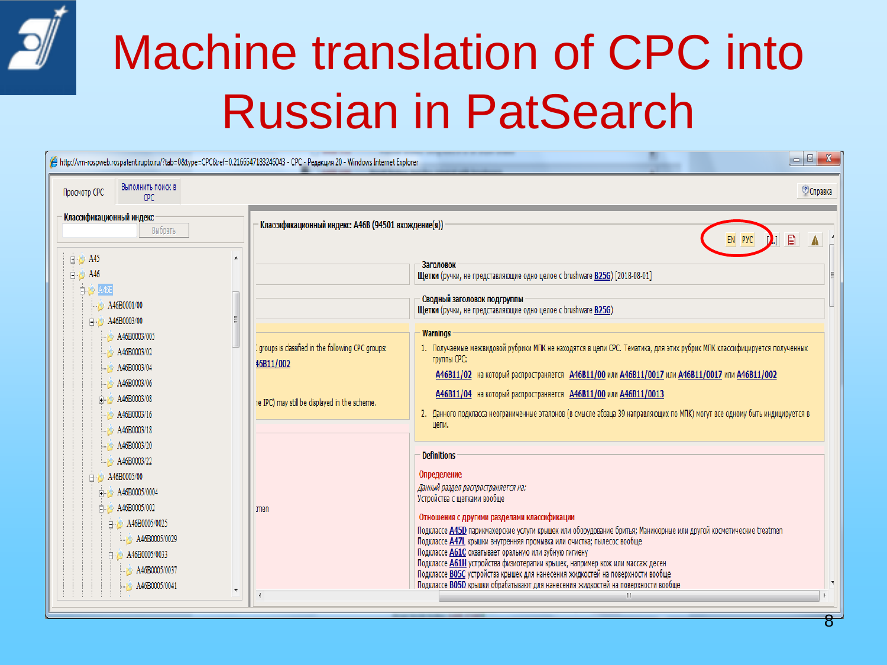# Machine translation of CPC into Russian in PatSearch

http://vm-rospweb.rospatent.rupto.ru/?tab=0&type=CPC&ref=0.2166547183246043 - CPC - Редакция 20 - Windows Internet Explorer

Просмотр CPC | Выполнить поиск в CPC | Справка

**Классификационный индекс** Выбрать

- A45
- A46
  - A46B
    - A46B0001/00
    - A46B0003/00
      - A46B0003/005
      - A46B0003/02
      - A46B0003/04
      - A46B0003/06
      - A46B0003/08
      - A46B0003/16
      - A46B0003/18
      - A46B0003/20
      - A46B0003/22
    - A46B0005/00
      - A46B0005/0004
      - A46B0005/002
        - A46B0005/0025
          - A46B0005/0029
        - A46B0005/0033
          - A46B0005/0037
          - A46B0005/0041

**Классификационный индекс: A46B (94501 вхождение(я))**

EN РУС

**Заголовок**
**Щетки** (ручки, не представляющие одно целое с brushware B25G) [2018-08-01]

**Сводный заголовок подгруппы**
**Щетки** (ручки, не представляющие одно целое с brushware B25G)

: groups is classified in the following CPC groups:
46B11/002

ne IPC) may still be displayed in the scheme.

**Warnings**

1. Получаемые межвидовой рубрики МПК не находятся в цепи CPC. Тематика, для этих рубрик МПК классифицируется полученных группы CPC:

   A46B11/02 на который распространяется A46B11/00 или A46B11/0017 или A46B11/0017 или A46B11/002

   A46B11/04 на который распространяется A46B11/00 или A46B11/0013

2. Данного подкласса неограниченные эталонов (в смысле абзаца 39 направляющих по МПК) могут все одному быть индицируется в цепи.

**Definitions**

**Определение**

*Данный раздел распространяется на:*

Устройства с щетками вообще

**Отношения с другими разделами классификации**

Подклассе A45D парикмахерские услуги крышек или оборудование бриться; Маникюрные или другой косметические treatmen
Подклассе A47L крышки внутренняя промывка или очистка; пылесос вообще
Подклассе A61C охватывает оральную или зубную гигиену
Подклассе A61H устройства физиотерапии крышек, например кож или массаж десен
Подклассе B05C устройства крышек для нанесения жидкостей на поверхности вообще
Подклассе B05D крышки обрабатывают для нанесения жидкостей на поверхности вообще

tmen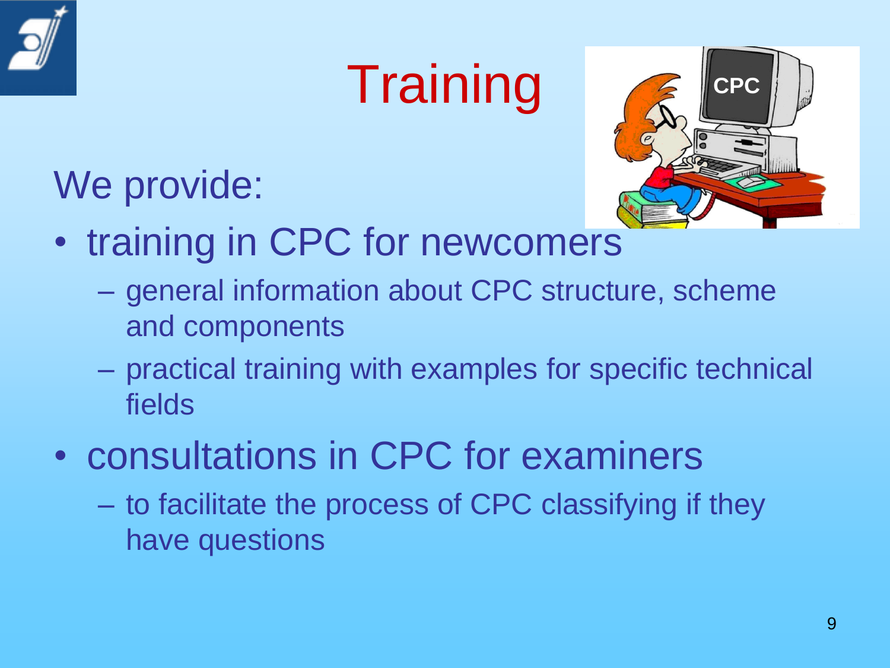# Training

We provide:

- training in CPC for newcomers
  - general information about CPC structure, scheme and components
  - practical training with examples for specific technical fields
- consultations in CPC for examiners
  - to facilitate the process of CPC classifying if they have questions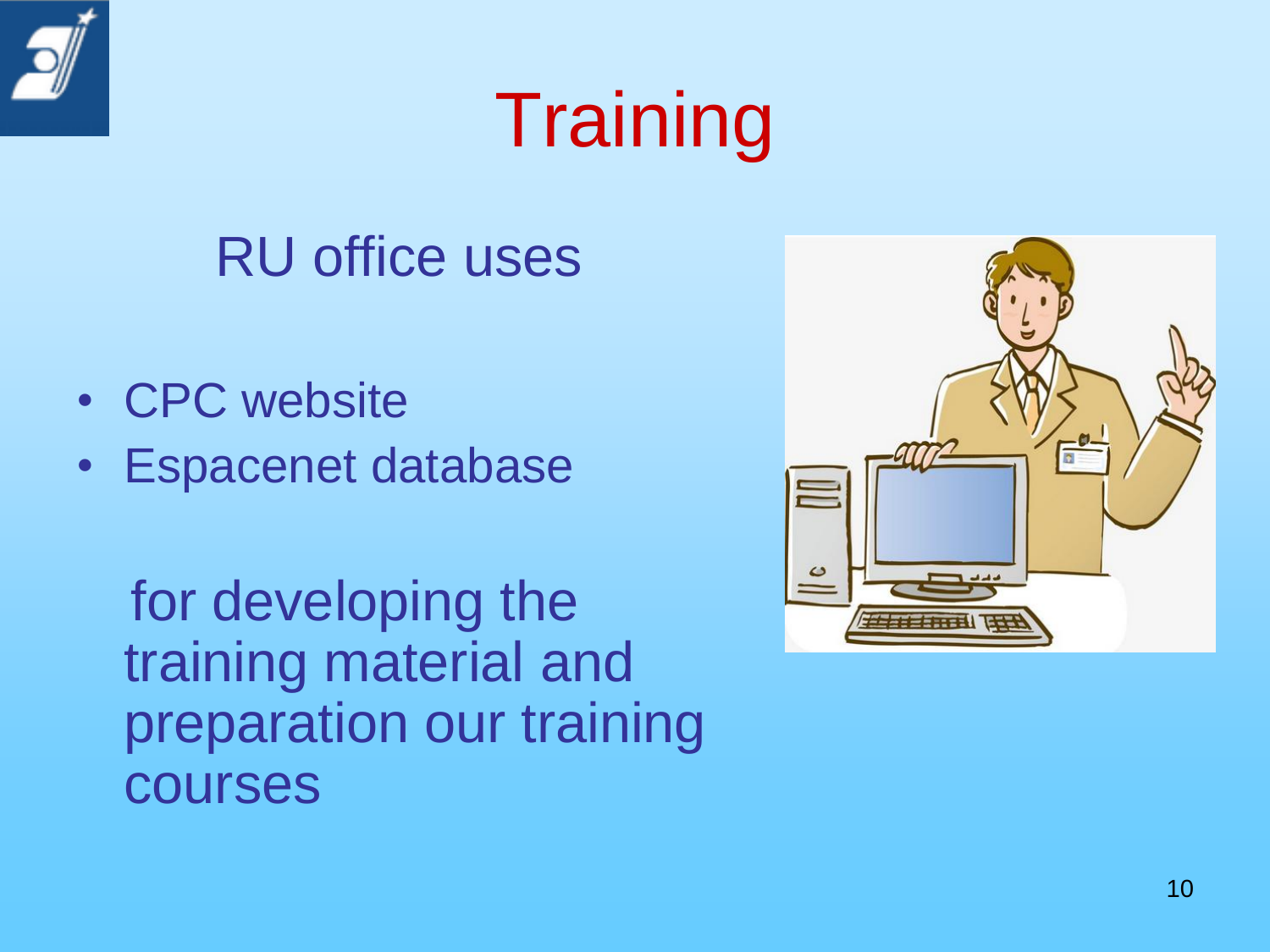# Training

RU office uses

- CPC website
- Espacenet database

for developing the training material and preparation our training courses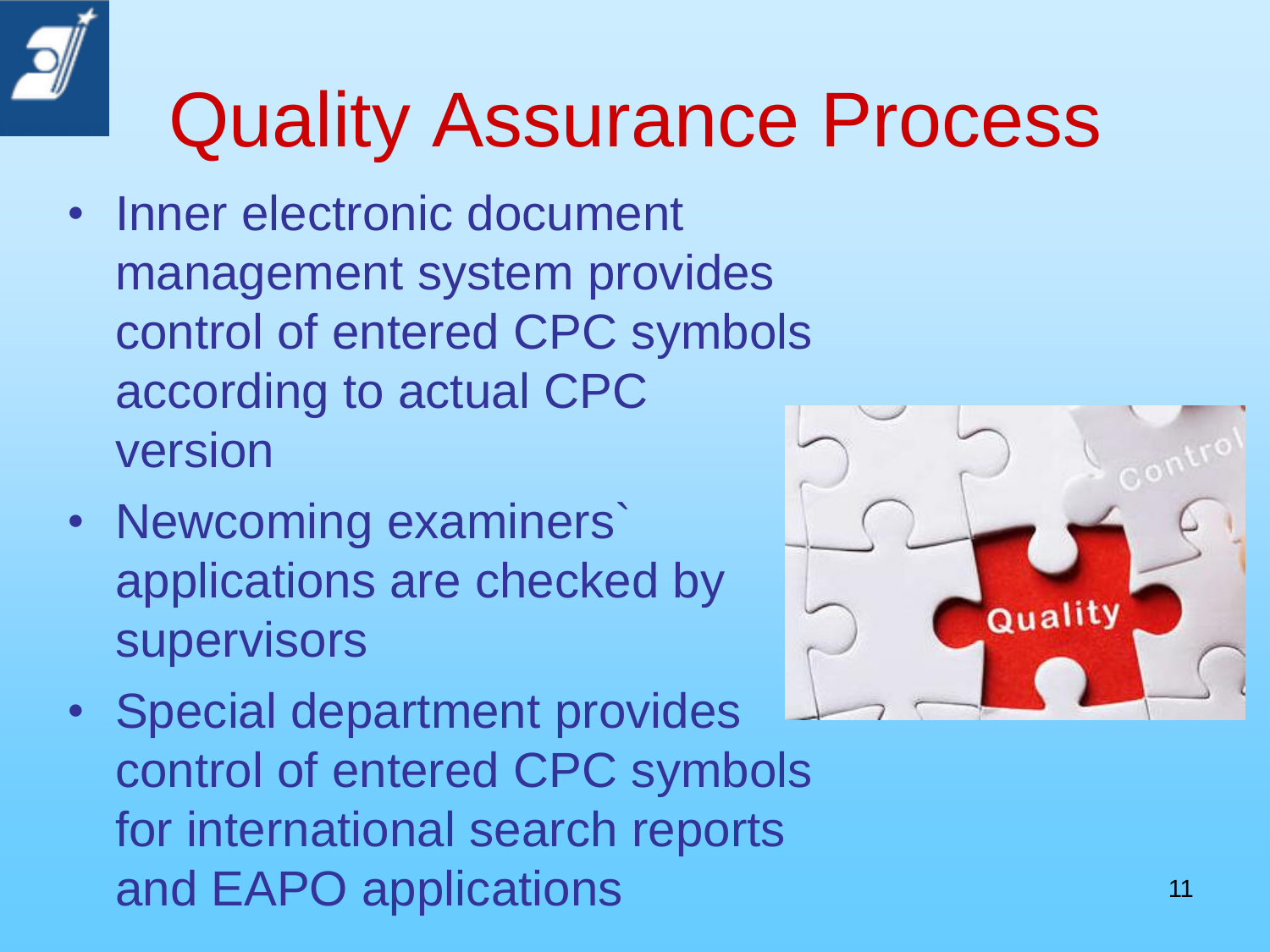# Quality Assurance Process

- Inner electronic document management system provides control of entered CPC symbols according to actual CPC version
- Newcoming examiners` applications are checked by supervisors
- Special department provides control of entered CPC symbols for international search reports and EAPO applications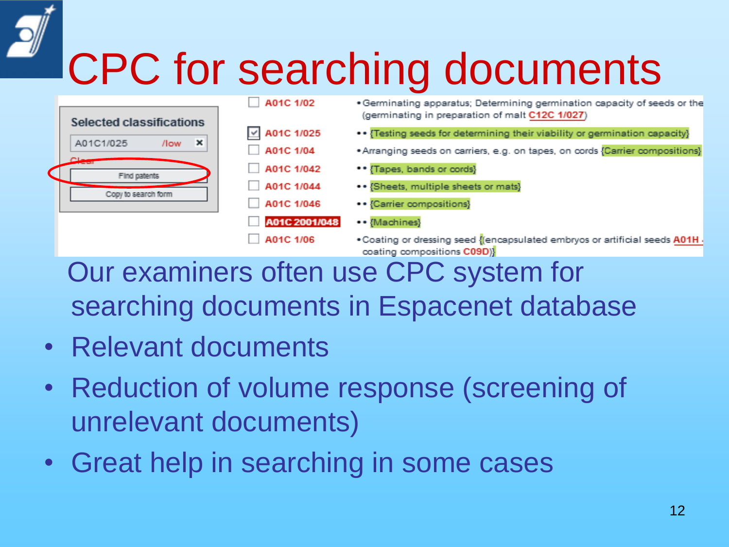# CPC for searching documents

Selected classifications

A01C1/025 /low ✖

Clear

Find patents

Copy to search form

| | | |
|---|---|---|
| ☐ | A01C 1/02 | • Germinating apparatus; Determining germination capacity of seeds or the (germinating in preparation of malt C12C 1/027) |
| ☑ | A01C 1/025 | •• {Testing seeds for determining their viability or germination capacity} |
| ☐ | A01C 1/04 | • Arranging seeds on carriers, e.g. on tapes, on cords {Carrier compositions} |
| ☐ | A01C 1/042 | •• {Tapes, bands or cords} |
| ☐ | A01C 1/044 | •• {Sheets, multiple sheets or mats} |
| ☐ | A01C 1/046 | •• {Carrier compositions} |
| ☐ | A01C 2001/048 | •• {Machines} |
| ☐ | A01C 1/06 | • Coating or dressing seed {(encapsulated embryos or artificial seeds A01H ... coating compositions C09D)} |

Our examiners often use CPC system for searching documents in Espacenet database

- Relevant documents
- Reduction of volume response (screening of unrelevant documents)
- Great help in searching in some cases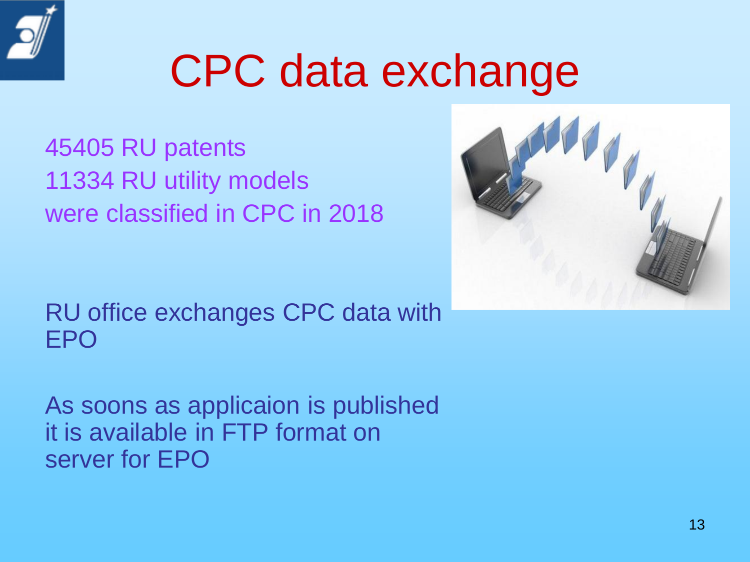# CPC data exchange

45405 RU patents
11334 RU utility models
were classified in CPC in 2018

RU office exchanges CPC data with EPO

As soons as applicaion is published it is available in FTP format on server for EPO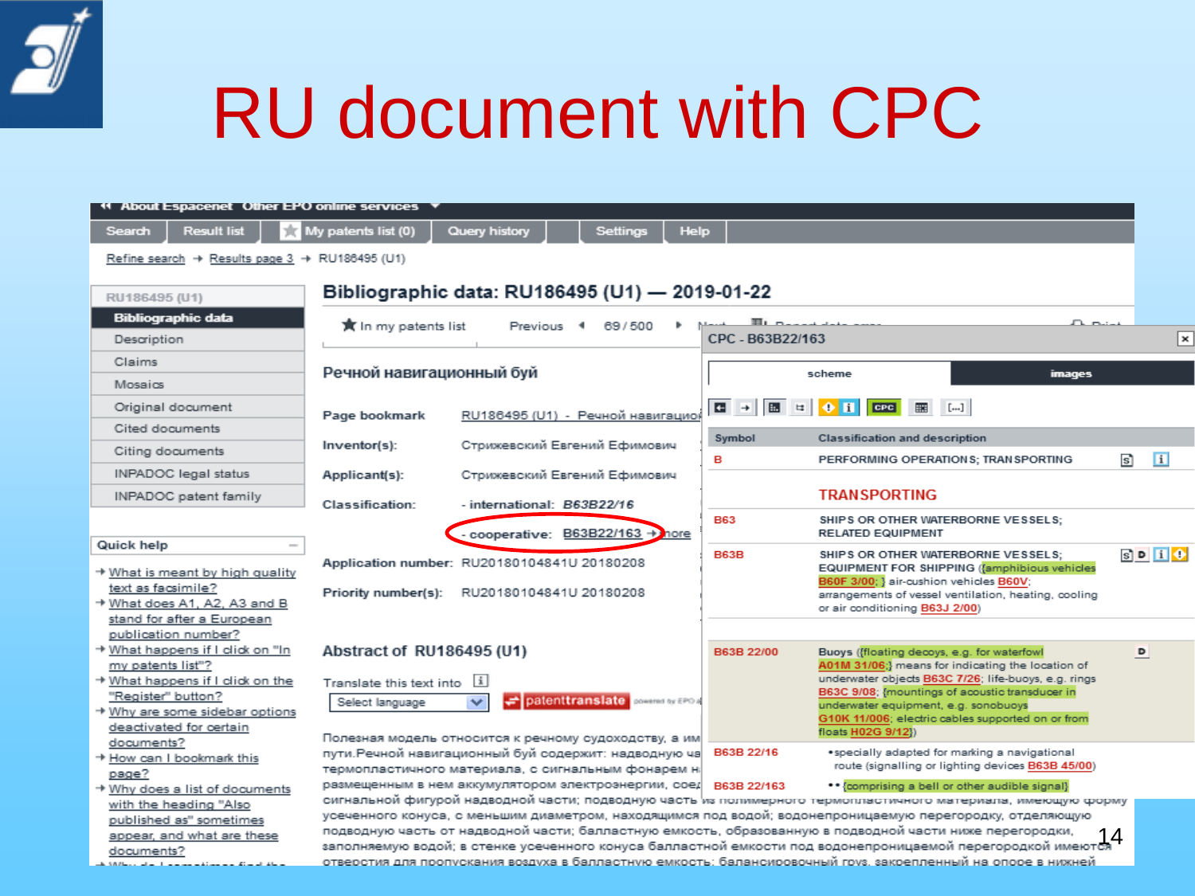# RU document with CPC

About Espacenet | Other EPO online services

Search | Result list | My patents list (0) | Query history | Settings | Help

Refine search → Results page 3 → RU186495 (U1)

RU186495 (U1)

- Bibliographic data
- Description
- Claims
- Mosaics
- Original document
- Cited documents
- Citing documents
- INPADOC legal status
- INPADOC patent family

Quick help

- What is meant by high quality text as facsimile?
- What does A1, A2, A3 and B stand for after a European publication number?
- What happens if I click on "In my patents list"?
- What happens if I click on the "Register" button?
- Why are some sidebar options deactivated for certain documents?
- How can I bookmark this page?
- Why does a list of documents with the heading "Also published as" sometimes appear, and what are these documents?

## Bibliographic data: RU186495 (U1) — 2019-01-22

In my patents list | Previous | 69 / 500

### Речной навигационный буй

| | |
|---|---|
| Page bookmark | RU186495 (U1) - Речной навигацио |
| Inventor(s): | Стрижевский Евгений Ефимович |
| Applicant(s): | Стрижевский Евгений Ефимович |
| Classification: | - international: *B63B22/16* |
| | - cooperative: B63B22/163 → more |
| Application number: | RU20180104841U 20180208 |
| Priority number(s): | RU20180104841U 20180208 |

### Abstract of RU186495 (U1)

Translate this text into | Select language | patenttranslate

Полезная модель относится к речному судоходству, а им... пути.Речной навигационный буй содержит: надводную ча... термопластичного материала, с сигнальным фонарем н... размещенным в нем аккумулятором электроэнергии, соед... сигнальной фигурой надводной части; подводную часть из полимерного термопластичного материала, имеющую форму усеченного конуса, с меньшим диаметром, находящимся под водой; водонепроницаемую перегородку, отделяющую подводную часть от надводной части; балластную емкость, образованную в подводной части ниже перегородки, заполняемую водой; в стенке усеченного конуса балластной емкости под водонепроницаемой перегородкой имеются отверстия для пропускания воздуха в балластную емкость; балансировочный груз, закрепленный на опоре в нижней

**CPC - B63B22/163**

scheme | images

| Symbol | Classification and description |
|---|---|
| B | PERFORMING OPERATIONS; TRANSPORTING |
| | TRANSPORTING |
| B63 | SHIPS OR OTHER WATERBORNE VESSELS; RELATED EQUIPMENT |
| B63B | SHIPS OR OTHER WATERBORNE VESSELS; EQUIPMENT FOR SHIPPING ({amphibious vehicles B60F 3/00; } air-cushion vehicles B60V; arrangements of vessel ventilation, heating, cooling or air conditioning B63J 2/00) |
| B63B 22/00 | Buoys ({floating decoys, e.g. for waterfowl A01M 31/06;} means for indicating the location of underwater objects B63C 7/26; life-buoys, e.g. rings B63C 9/08; {mountings of acoustic transducer in underwater equipment, e.g. sonobuoys G10K 11/006; electric cables supported on or from floats H02G 9/12}) |
| B63B 22/16 | • specially adapted for marking a navigational route (signalling or lighting devices B63B 45/00) |
| B63B 22/163 | • • {comprising a bell or other audible signal} |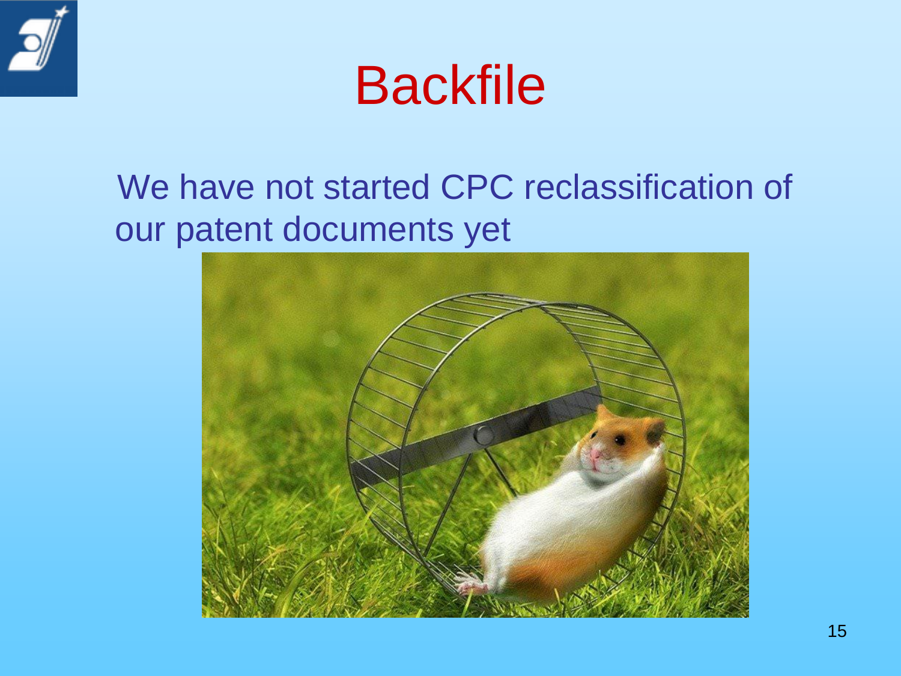# Backfile

We have not started CPC reclassification of our patent documents yet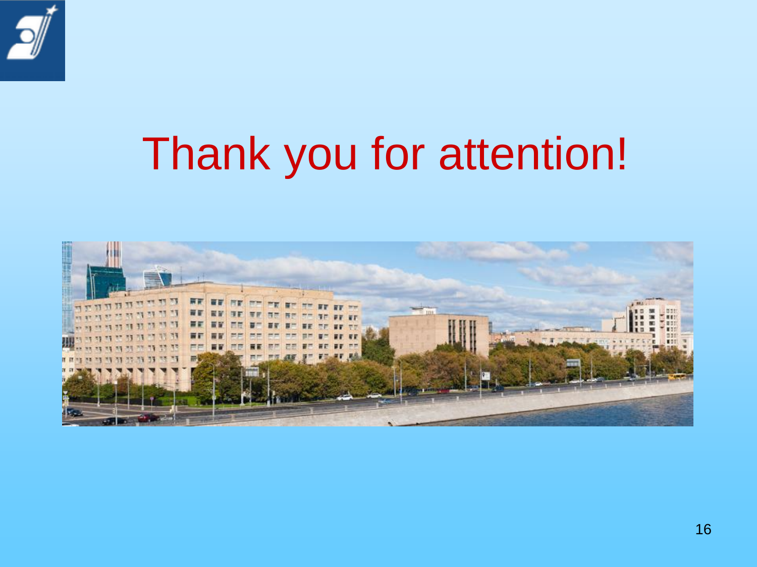# Thank you for attention!